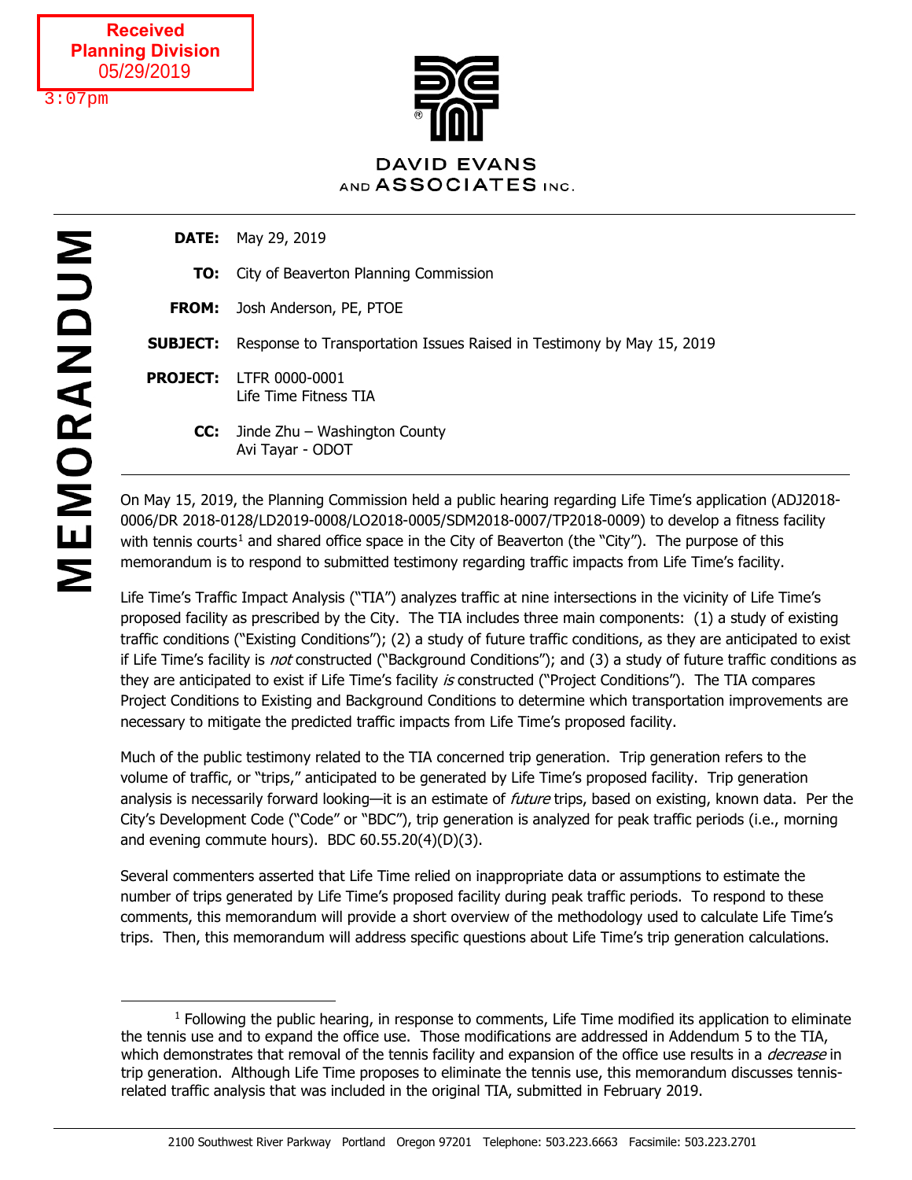Received
Planning Division
05/29/2019
3:07pm

DAVID EVANS AND ASSOCIATES INC.

# MEMORANDUM

**DATE:** May 29, 2019

**TO:** City of Beaverton Planning Commission

**FROM:** Josh Anderson, PE, PTOE

**SUBJECT:** Response to Transportation Issues Raised in Testimony by May 15, 2019

**PROJECT:** LTFR 0000-0001
Life Time Fitness TIA

**CC:** Jinde Zhu – Washington County
Avi Tayar - ODOT

---

On May 15, 2019, the Planning Commission held a public hearing regarding Life Time's application (ADJ2018-0006/DR 2018-0128/LD2019-0008/LO2018-0005/SDM2018-0007/TP2018-0009) to develop a fitness facility with tennis courts[1] and shared office space in the City of Beaverton (the "City"). The purpose of this memorandum is to respond to submitted testimony regarding traffic impacts from Life Time's facility.

Life Time's Traffic Impact Analysis ("TIA") analyzes traffic at nine intersections in the vicinity of Life Time's proposed facility as prescribed by the City. The TIA includes three main components: (1) a study of existing traffic conditions ("Existing Conditions"); (2) a study of future traffic conditions, as they are anticipated to exist if Life Time's facility is *not* constructed ("Background Conditions"); and (3) a study of future traffic conditions as they are anticipated to exist if Life Time's facility *is* constructed ("Project Conditions"). The TIA compares Project Conditions to Existing and Background Conditions to determine which transportation improvements are necessary to mitigate the predicted traffic impacts from Life Time's proposed facility.

Much of the public testimony related to the TIA concerned trip generation. Trip generation refers to the volume of traffic, or "trips," anticipated to be generated by Life Time's proposed facility. Trip generation analysis is necessarily forward looking—it is an estimate of *future* trips, based on existing, known data. Per the City's Development Code ("Code" or "BDC"), trip generation is analyzed for peak traffic periods (i.e., morning and evening commute hours). BDC 60.55.20(4)(D)(3).

Several commenters asserted that Life Time relied on inappropriate data or assumptions to estimate the number of trips generated by Life Time's proposed facility during peak traffic periods. To respond to these comments, this memorandum will provide a short overview of the methodology used to calculate Life Time's trips. Then, this memorandum will address specific questions about Life Time's trip generation calculations.

---

[1] Following the public hearing, in response to comments, Life Time modified its application to eliminate the tennis use and to expand the office use. Those modifications are addressed in Addendum 5 to the TIA, which demonstrates that removal of the tennis facility and expansion of the office use results in a *decrease* in trip generation. Although Life Time proposes to eliminate the tennis use, this memorandum discusses tennis-related traffic analysis that was included in the original TIA, submitted in February 2019.

2100 Southwest River Parkway Portland Oregon 97201 Telephone: 503.223.6663 Facsimile: 503.223.2701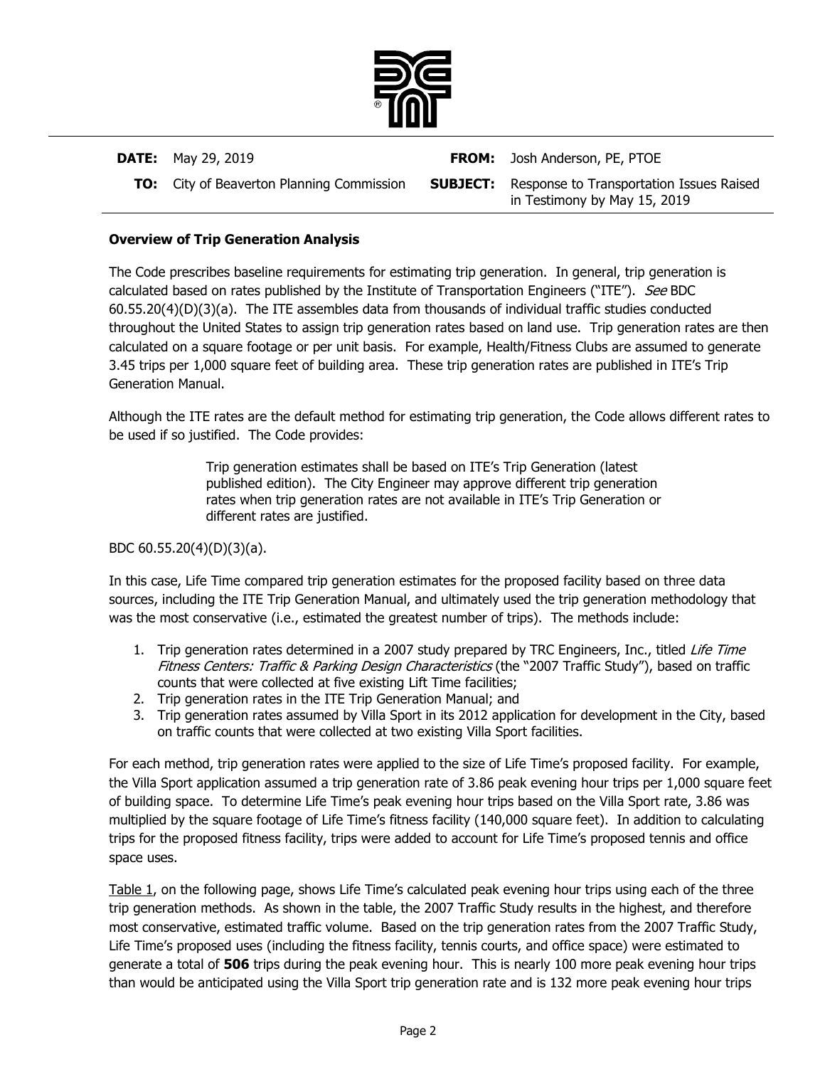| | | | |
|---|---|---|---|
| **DATE:** | May 29, 2019 | **FROM:** | Josh Anderson, PE, PTOE |
| **TO:** | City of Beaverton Planning Commission | **SUBJECT:** | Response to Transportation Issues Raised in Testimony by May 15, 2019 |

**Overview of Trip Generation Analysis**

The Code prescribes baseline requirements for estimating trip generation. In general, trip generation is calculated based on rates published by the Institute of Transportation Engineers ("ITE"). *See* BDC 60.55.20(4)(D)(3)(a). The ITE assembles data from thousands of individual traffic studies conducted throughout the United States to assign trip generation rates based on land use. Trip generation rates are then calculated on a square footage or per unit basis. For example, Health/Fitness Clubs are assumed to generate 3.45 trips per 1,000 square feet of building area. These trip generation rates are published in ITE's Trip Generation Manual.

Although the ITE rates are the default method for estimating trip generation, the Code allows different rates to be used if so justified. The Code provides:

> Trip generation estimates shall be based on ITE's Trip Generation (latest published edition). The City Engineer may approve different trip generation rates when trip generation rates are not available in ITE's Trip Generation or different rates are justified.

BDC 60.55.20(4)(D)(3)(a).

In this case, Life Time compared trip generation estimates for the proposed facility based on three data sources, including the ITE Trip Generation Manual, and ultimately used the trip generation methodology that was the most conservative (i.e., estimated the greatest number of trips). The methods include:

1. Trip generation rates determined in a 2007 study prepared by TRC Engineers, Inc., titled *Life Time Fitness Centers: Traffic & Parking Design Characteristics* (the "2007 Traffic Study"), based on traffic counts that were collected at five existing Lift Time facilities;
2. Trip generation rates in the ITE Trip Generation Manual; and
3. Trip generation rates assumed by Villa Sport in its 2012 application for development in the City, based on traffic counts that were collected at two existing Villa Sport facilities.

For each method, trip generation rates were applied to the size of Life Time's proposed facility. For example, the Villa Sport application assumed a trip generation rate of 3.86 peak evening hour trips per 1,000 square feet of building space. To determine Life Time's peak evening hour trips based on the Villa Sport rate, 3.86 was multiplied by the square footage of Life Time's fitness facility (140,000 square feet). In addition to calculating trips for the proposed fitness facility, trips were added to account for Life Time's proposed tennis and office space uses.

Table 1, on the following page, shows Life Time's calculated peak evening hour trips using each of the three trip generation methods. As shown in the table, the 2007 Traffic Study results in the highest, and therefore most conservative, estimated traffic volume. Based on the trip generation rates from the 2007 Traffic Study, Life Time's proposed uses (including the fitness facility, tennis courts, and office space) were estimated to generate a total of **506** trips during the peak evening hour. This is nearly 100 more peak evening hour trips than would be anticipated using the Villa Sport trip generation rate and is 132 more peak evening hour trips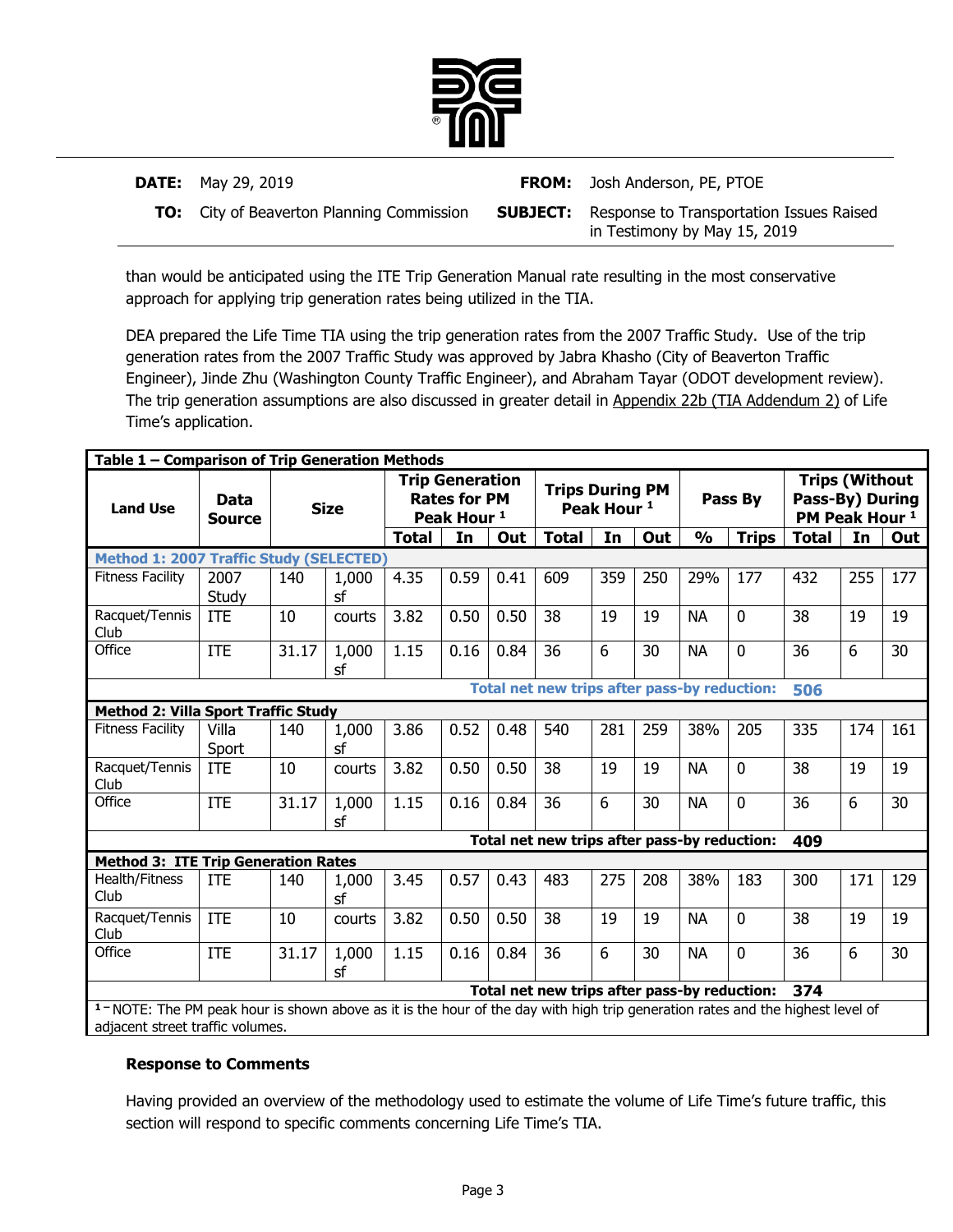| **DATE:** | May 29, 2019 | **FROM:** | Josh Anderson, PE, PTOE |
|---|---|---|---|
| **TO:** | City of Beaverton Planning Commission | **SUBJECT:** | Response to Transportation Issues Raised in Testimony by May 15, 2019 |

than would be anticipated using the ITE Trip Generation Manual rate resulting in the most conservative approach for applying trip generation rates being utilized in the TIA.

DEA prepared the Life Time TIA using the trip generation rates from the 2007 Traffic Study. Use of the trip generation rates from the 2007 Traffic Study was approved by Jabra Khasho (City of Beaverton Traffic Engineer), Jinde Zhu (Washington County Traffic Engineer), and Abraham Tayar (ODOT development review). The trip generation assumptions are also discussed in greater detail in Appendix 22b (TIA Addendum 2) of Life Time's application.

**Table 1 – Comparison of Trip Generation Methods**

| Land Use | Data Source | Size | | Trip Generation Rates for PM Peak Hour [1] | | | Trips During PM Peak Hour [1] | | | Pass By | | Trips (Without Pass-By) During PM Peak Hour [1] | | |
|---|---|---|---|---|---|---|---|---|---|---|---|---|---|---|
| | | | | Total | In | Out | Total | In | Out | % | Trips | Total | In | Out |
| **Method 1: 2007 Traffic Study (SELECTED)** | | | | | | | | | | | | | | |
| Fitness Facility | 2007 Study | 140 | 1,000 sf | 4.35 | 0.59 | 0.41 | 609 | 359 | 250 | 29% | 177 | 432 | 255 | 177 |
| Racquet/Tennis Club | ITE | 10 | courts | 3.82 | 0.50 | 0.50 | 38 | 19 | 19 | NA | 0 | 38 | 19 | 19 |
| Office | ITE | 31.17 | 1,000 sf | 1.15 | 0.16 | 0.84 | 36 | 6 | 30 | NA | 0 | 36 | 6 | 30 |
| | | | | | | | | | | | **Total net new trips after pass-by reduction:** | **506** | | |
| **Method 2: Villa Sport Traffic Study** | | | | | | | | | | | | | | |
| Fitness Facility | Villa Sport | 140 | 1,000 sf | 3.86 | 0.52 | 0.48 | 540 | 281 | 259 | 38% | 205 | 335 | 174 | 161 |
| Racquet/Tennis Club | ITE | 10 | courts | 3.82 | 0.50 | 0.50 | 38 | 19 | 19 | NA | 0 | 38 | 19 | 19 |
| Office | ITE | 31.17 | 1,000 sf | 1.15 | 0.16 | 0.84 | 36 | 6 | 30 | NA | 0 | 36 | 6 | 30 |
| | | | | | | | | | | | **Total net new trips after pass-by reduction:** | **409** | | |
| **Method 3: ITE Trip Generation Rates** | | | | | | | | | | | | | | |
| Health/Fitness Club | ITE | 140 | 1,000 sf | 3.45 | 0.57 | 0.43 | 483 | 275 | 208 | 38% | 183 | 300 | 171 | 129 |
| Racquet/Tennis Club | ITE | 10 | courts | 3.82 | 0.50 | 0.50 | 38 | 19 | 19 | NA | 0 | 38 | 19 | 19 |
| Office | ITE | 31.17 | 1,000 sf | 1.15 | 0.16 | 0.84 | 36 | 6 | 30 | NA | 0 | 36 | 6 | 30 |
| | | | | | | | | | | | **Total net new trips after pass-by reduction:** | **374** | | |

[1] – NOTE: The PM peak hour is shown above as it is the hour of the day with high trip generation rates and the highest level of adjacent street traffic volumes.

### Response to Comments

Having provided an overview of the methodology used to estimate the volume of Life Time's future traffic, this section will respond to specific comments concerning Life Time's TIA.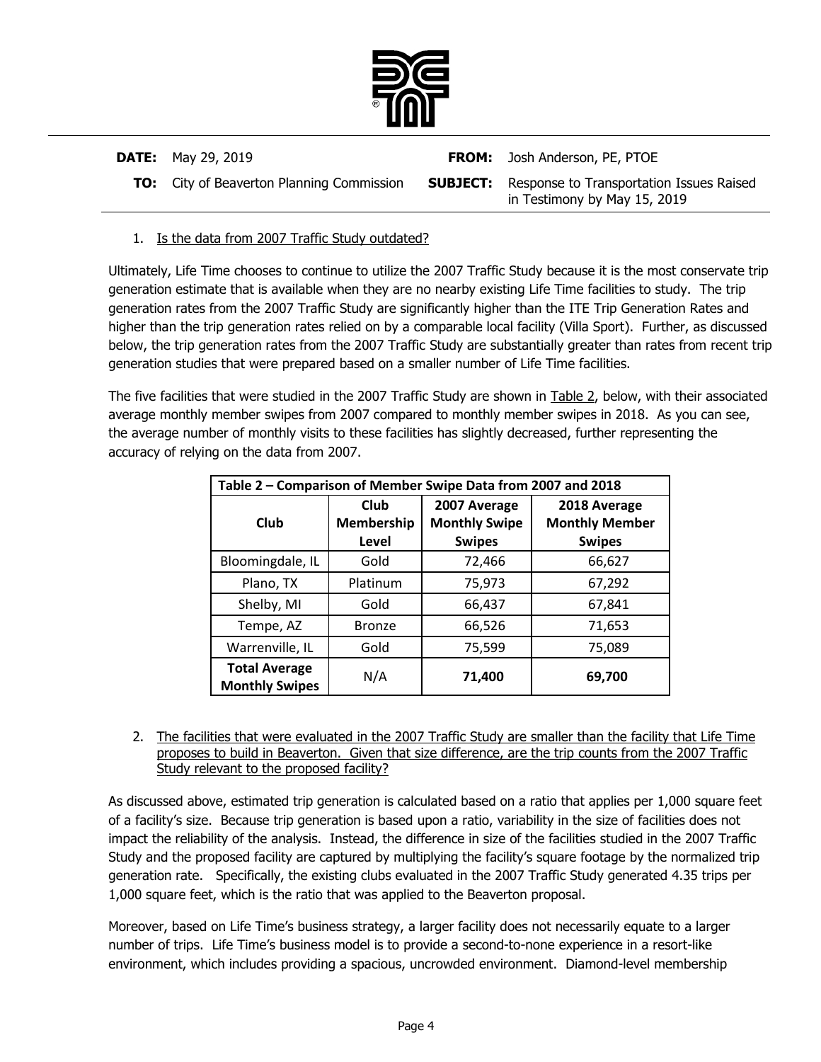**DATE:** May 29, 2019

**TO:** City of Beaverton Planning Commission

**FROM:** Josh Anderson, PE, PTOE

**SUBJECT:** Response to Transportation Issues Raised in Testimony by May 15, 2019

1. Is the data from 2007 Traffic Study outdated?

Ultimately, Life Time chooses to continue to utilize the 2007 Traffic Study because it is the most conservate trip generation estimate that is available when they are no nearby existing Life Time facilities to study. The trip generation rates from the 2007 Traffic Study are significantly higher than the ITE Trip Generation Rates and higher than the trip generation rates relied on by a comparable local facility (Villa Sport). Further, as discussed below, the trip generation rates from the 2007 Traffic Study are substantially greater than rates from recent trip generation studies that were prepared based on a smaller number of Life Time facilities.

The five facilities that were studied in the 2007 Traffic Study are shown in Table 2, below, with their associated average monthly member swipes from 2007 compared to monthly member swipes in 2018. As you can see, the average number of monthly visits to these facilities has slightly decreased, further representing the accuracy of relying on the data from 2007.

**Table 2 – Comparison of Member Swipe Data from 2007 and 2018**

| Club | Club Membership Level | 2007 Average Monthly Swipe Swipes | 2018 Average Monthly Member Swipes |
|---|---|---|---|
| Bloomingdale, IL | Gold | 72,466 | 66,627 |
| Plano, TX | Platinum | 75,973 | 67,292 |
| Shelby, MI | Gold | 66,437 | 67,841 |
| Tempe, AZ | Bronze | 66,526 | 71,653 |
| Warrenville, IL | Gold | 75,599 | 75,089 |
| **Total Average Monthly Swipes** | N/A | **71,400** | **69,700** |

2. The facilities that were evaluated in the 2007 Traffic Study are smaller than the facility that Life Time proposes to build in Beaverton. Given that size difference, are the trip counts from the 2007 Traffic Study relevant to the proposed facility?

As discussed above, estimated trip generation is calculated based on a ratio that applies per 1,000 square feet of a facility's size. Because trip generation is based upon a ratio, variability in the size of facilities does not impact the reliability of the analysis. Instead, the difference in size of the facilities studied in the 2007 Traffic Study and the proposed facility are captured by multiplying the facility's square footage by the normalized trip generation rate. Specifically, the existing clubs evaluated in the 2007 Traffic Study generated 4.35 trips per 1,000 square feet, which is the ratio that was applied to the Beaverton proposal.

Moreover, based on Life Time's business strategy, a larger facility does not necessarily equate to a larger number of trips. Life Time's business model is to provide a second-to-none experience in a resort-like environment, which includes providing a spacious, uncrowded environment. Diamond-level membership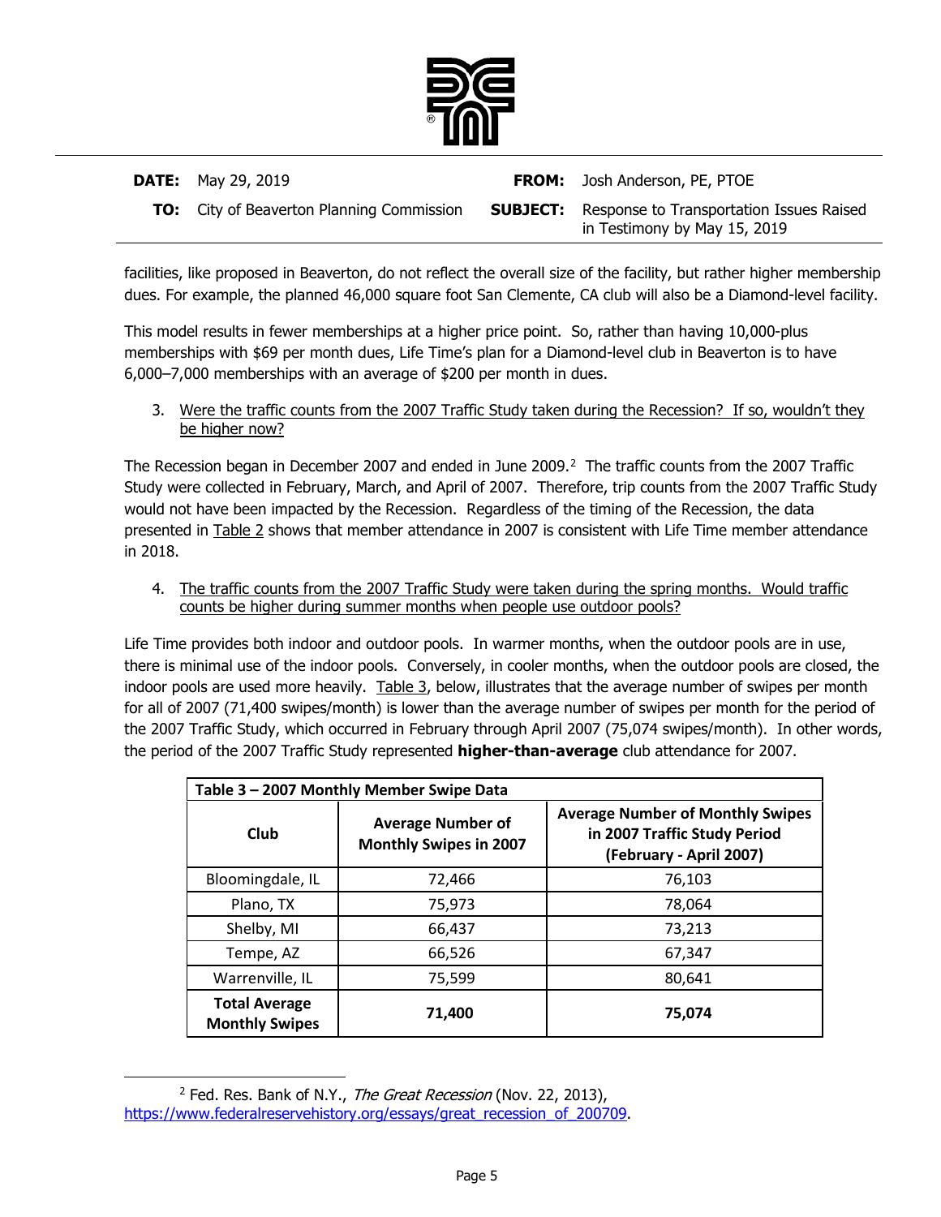**DATE:** May 29, 2019

**TO:** City of Beaverton Planning Commission

**FROM:** Josh Anderson, PE, PTOE

**SUBJECT:** Response to Transportation Issues Raised in Testimony by May 15, 2019

facilities, like proposed in Beaverton, do not reflect the overall size of the facility, but rather higher membership dues. For example, the planned 46,000 square foot San Clemente, CA club will also be a Diamond-level facility.

This model results in fewer memberships at a higher price point. So, rather than having 10,000-plus memberships with $69 per month dues, Life Time's plan for a Diamond-level club in Beaverton is to have 6,000–7,000 memberships with an average of $200 per month in dues.

3. Were the traffic counts from the 2007 Traffic Study taken during the Recession? If so, wouldn't they be higher now?

The Recession began in December 2007 and ended in June 2009.[2] The traffic counts from the 2007 Traffic Study were collected in February, March, and April of 2007. Therefore, trip counts from the 2007 Traffic Study would not have been impacted by the Recession. Regardless of the timing of the Recession, the data presented in Table 2 shows that member attendance in 2007 is consistent with Life Time member attendance in 2018.

4. The traffic counts from the 2007 Traffic Study were taken during the spring months. Would traffic counts be higher during summer months when people use outdoor pools?

Life Time provides both indoor and outdoor pools. In warmer months, when the outdoor pools are in use, there is minimal use of the indoor pools. Conversely, in cooler months, when the outdoor pools are closed, the indoor pools are used more heavily. Table 3, below, illustrates that the average number of swipes per month for all of 2007 (71,400 swipes/month) is lower than the average number of swipes per month for the period of the 2007 Traffic Study, which occurred in February through April 2007 (75,074 swipes/month). In other words, the period of the 2007 Traffic Study represented **higher-than-average** club attendance for 2007.

**Table 3 – 2007 Monthly Member Swipe Data**

| Club | Average Number of Monthly Swipes in 2007 | Average Number of Monthly Swipes in 2007 Traffic Study Period (February - April 2007) |
|---|---|---|
| Bloomingdale, IL | 72,466 | 76,103 |
| Plano, TX | 75,973 | 78,064 |
| Shelby, MI | 66,437 | 73,213 |
| Tempe, AZ | 66,526 | 67,347 |
| Warrenville, IL | 75,599 | 80,641 |
| **Total Average Monthly Swipes** | **71,400** | **75,074** |

[2] Fed. Res. Bank of N.Y., *The Great Recession* (Nov. 22, 2013), https://www.federalreservehistory.org/essays/great_recession_of_200709.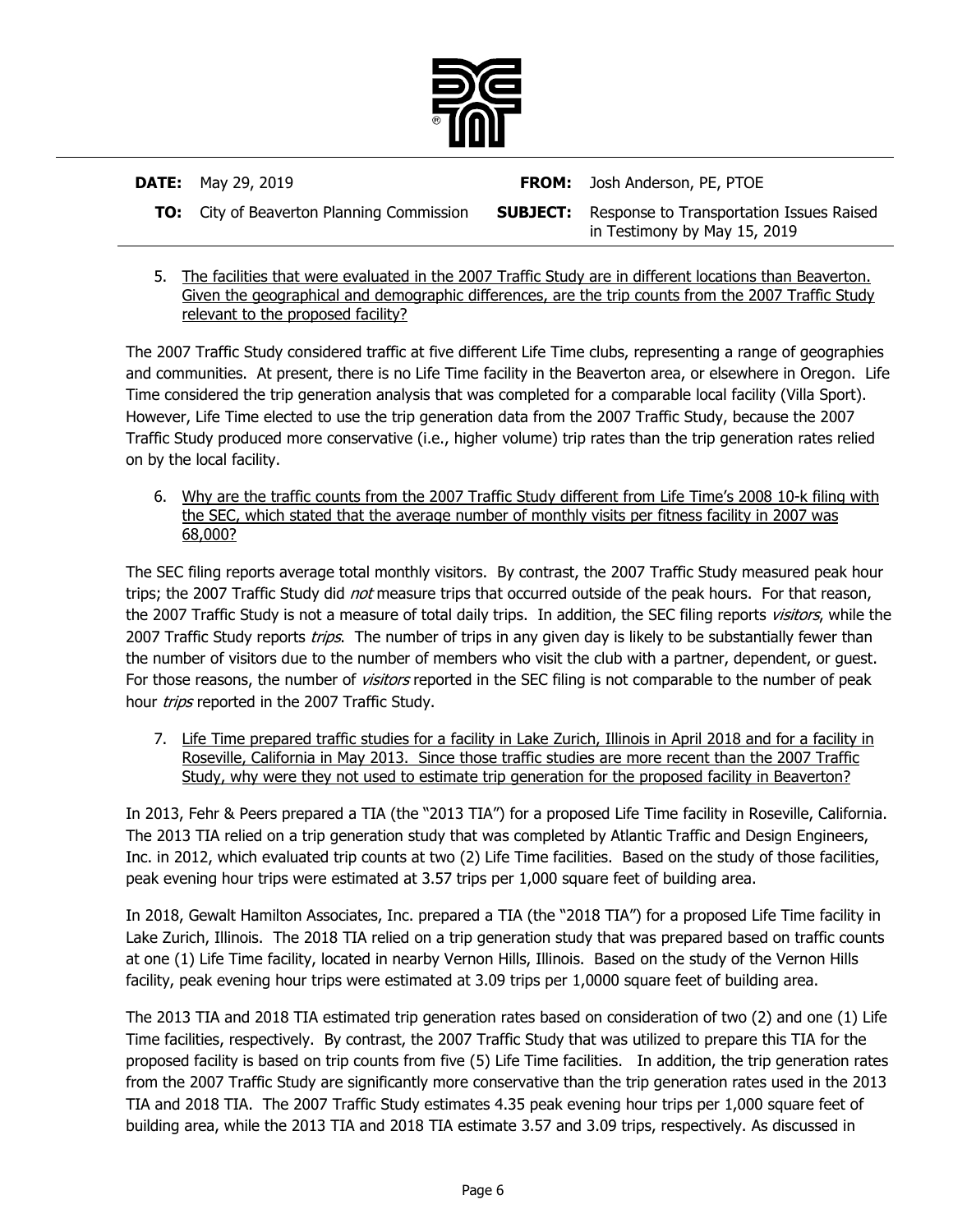**DATE:** May 29, 2019

**TO:** City of Beaverton Planning Commission

**FROM:** Josh Anderson, PE, PTOE

**SUBJECT:** Response to Transportation Issues Raised in Testimony by May 15, 2019

5. <u>The facilities that were evaluated in the 2007 Traffic Study are in different locations than Beaverton. Given the geographical and demographic differences, are the trip counts from the 2007 Traffic Study relevant to the proposed facility?</u>

The 2007 Traffic Study considered traffic at five different Life Time clubs, representing a range of geographies and communities. At present, there is no Life Time facility in the Beaverton area, or elsewhere in Oregon. Life Time considered the trip generation analysis that was completed for a comparable local facility (Villa Sport). However, Life Time elected to use the trip generation data from the 2007 Traffic Study, because the 2007 Traffic Study produced more conservative (i.e., higher volume) trip rates than the trip generation rates relied on by the local facility.

6. <u>Why are the traffic counts from the 2007 Traffic Study different from Life Time's 2008 10-k filing with the SEC, which stated that the average number of monthly visits per fitness facility in 2007 was 68,000?</u>

The SEC filing reports average total monthly visitors. By contrast, the 2007 Traffic Study measured peak hour trips; the 2007 Traffic Study did *not* measure trips that occurred outside of the peak hours. For that reason, the 2007 Traffic Study is not a measure of total daily trips. In addition, the SEC filing reports *visitors*, while the 2007 Traffic Study reports *trips*. The number of trips in any given day is likely to be substantially fewer than the number of visitors due to the number of members who visit the club with a partner, dependent, or guest. For those reasons, the number of *visitors* reported in the SEC filing is not comparable to the number of peak hour *trips* reported in the 2007 Traffic Study.

7. <u>Life Time prepared traffic studies for a facility in Lake Zurich, Illinois in April 2018 and for a facility in Roseville, California in May 2013. Since those traffic studies are more recent than the 2007 Traffic Study, why were they not used to estimate trip generation for the proposed facility in Beaverton?</u>

In 2013, Fehr & Peers prepared a TIA (the "2013 TIA") for a proposed Life Time facility in Roseville, California. The 2013 TIA relied on a trip generation study that was completed by Atlantic Traffic and Design Engineers, Inc. in 2012, which evaluated trip counts at two (2) Life Time facilities. Based on the study of those facilities, peak evening hour trips were estimated at 3.57 trips per 1,000 square feet of building area.

In 2018, Gewalt Hamilton Associates, Inc. prepared a TIA (the "2018 TIA") for a proposed Life Time facility in Lake Zurich, Illinois. The 2018 TIA relied on a trip generation study that was prepared based on traffic counts at one (1) Life Time facility, located in nearby Vernon Hills, Illinois. Based on the study of the Vernon Hills facility, peak evening hour trips were estimated at 3.09 trips per 1,0000 square feet of building area.

The 2013 TIA and 2018 TIA estimated trip generation rates based on consideration of two (2) and one (1) Life Time facilities, respectively. By contrast, the 2007 Traffic Study that was utilized to prepare this TIA for the proposed facility is based on trip counts from five (5) Life Time facilities. In addition, the trip generation rates from the 2007 Traffic Study are significantly more conservative than the trip generation rates used in the 2013 TIA and 2018 TIA. The 2007 Traffic Study estimates 4.35 peak evening hour trips per 1,000 square feet of building area, while the 2013 TIA and 2018 TIA estimate 3.57 and 3.09 trips, respectively. As discussed in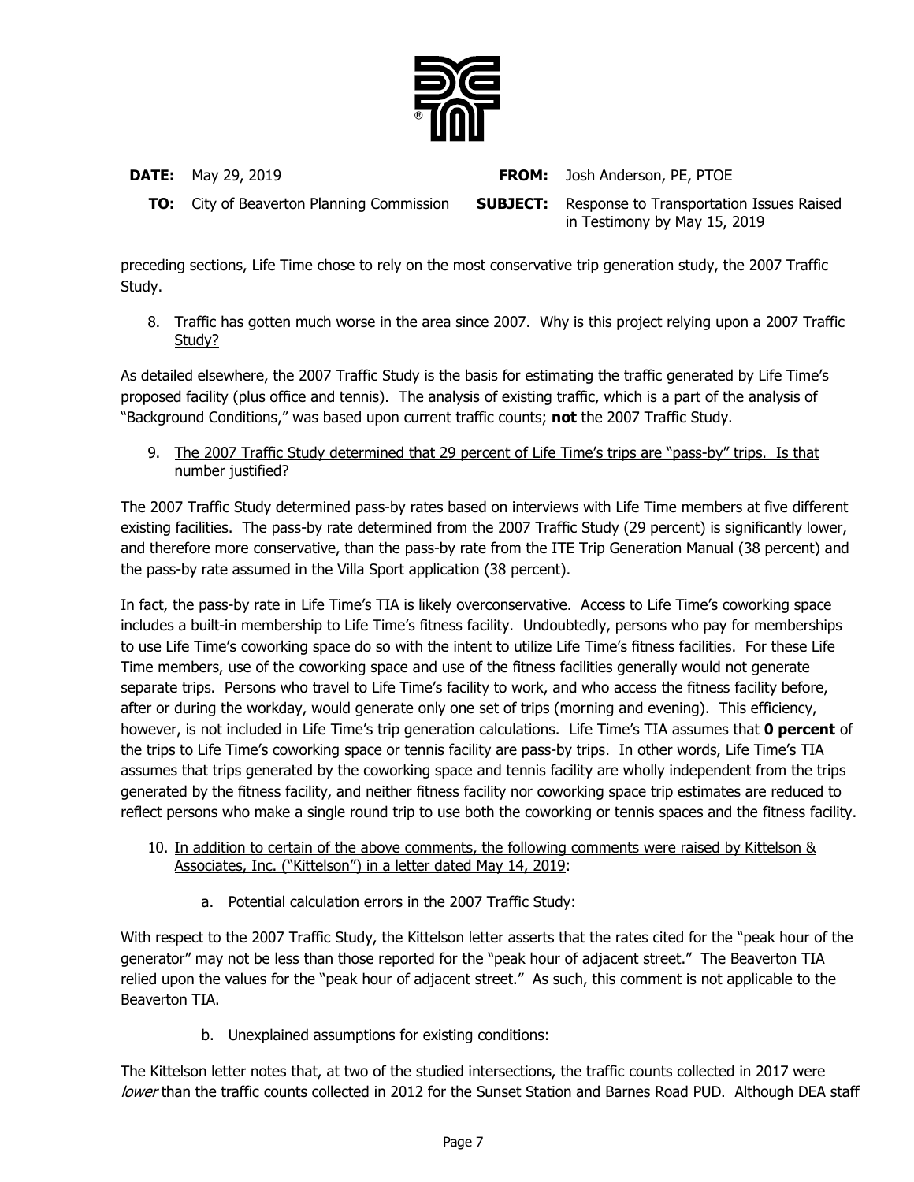preceding sections, Life Time chose to rely on the most conservative trip generation study, the 2007 Traffic Study.

8. Traffic has gotten much worse in the area since 2007. Why is this project relying upon a 2007 Traffic Study?

As detailed elsewhere, the 2007 Traffic Study is the basis for estimating the traffic generated by Life Time's proposed facility (plus office and tennis). The analysis of existing traffic, which is a part of the analysis of "Background Conditions," was based upon current traffic counts; **not** the 2007 Traffic Study.

9. The 2007 Traffic Study determined that 29 percent of Life Time's trips are "pass-by" trips. Is that number justified?

The 2007 Traffic Study determined pass-by rates based on interviews with Life Time members at five different existing facilities. The pass-by rate determined from the 2007 Traffic Study (29 percent) is significantly lower, and therefore more conservative, than the pass-by rate from the ITE Trip Generation Manual (38 percent) and the pass-by rate assumed in the Villa Sport application (38 percent).

In fact, the pass-by rate in Life Time's TIA is likely overconservative. Access to Life Time's coworking space includes a built-in membership to Life Time's fitness facility. Undoubtedly, persons who pay for memberships to use Life Time's coworking space do so with the intent to utilize Life Time's fitness facilities. For these Life Time members, use of the coworking space and use of the fitness facilities generally would not generate separate trips. Persons who travel to Life Time's facility to work, and who access the fitness facility before, after or during the workday, would generate only one set of trips (morning and evening). This efficiency, however, is not included in Life Time's trip generation calculations. Life Time's TIA assumes that **0 percent** of the trips to Life Time's coworking space or tennis facility are pass-by trips. In other words, Life Time's TIA assumes that trips generated by the coworking space and tennis facility are wholly independent from the trips generated by the fitness facility, and neither fitness facility nor coworking space trip estimates are reduced to reflect persons who make a single round trip to use both the coworking or tennis spaces and the fitness facility.

10. In addition to certain of the above comments, the following comments were raised by Kittelson & Associates, Inc. ("Kittelson") in a letter dated May 14, 2019:

    a. Potential calculation errors in the 2007 Traffic Study:

With respect to the 2007 Traffic Study, the Kittelson letter asserts that the rates cited for the "peak hour of the generator" may not be less than those reported for the "peak hour of adjacent street." The Beaverton TIA relied upon the values for the "peak hour of adjacent street." As such, this comment is not applicable to the Beaverton TIA.

    b. Unexplained assumptions for existing conditions:

The Kittelson letter notes that, at two of the studied intersections, the traffic counts collected in 2017 were *lower* than the traffic counts collected in 2012 for the Sunset Station and Barnes Road PUD. Although DEA staff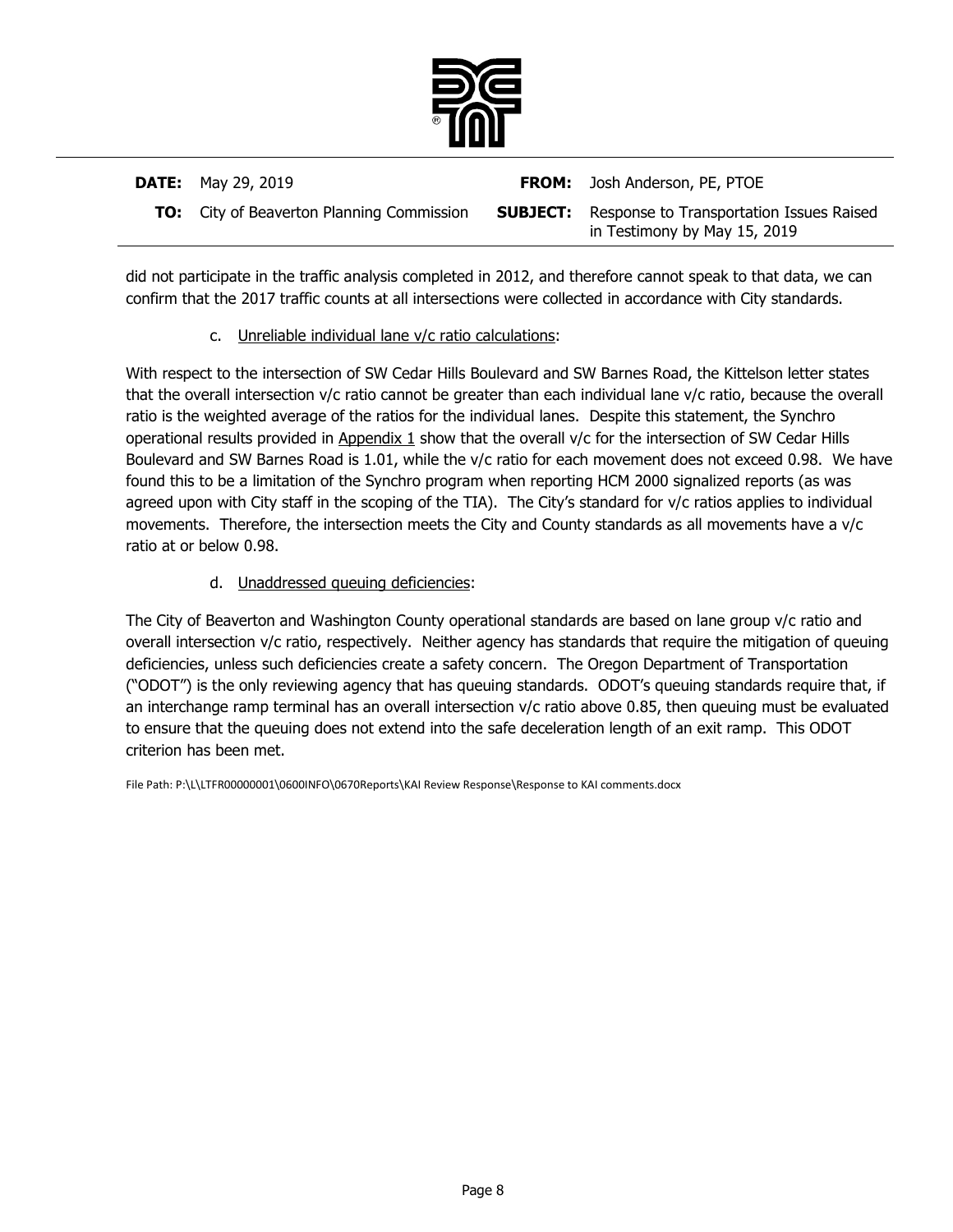did not participate in the traffic analysis completed in 2012, and therefore cannot speak to that data, we can confirm that the 2017 traffic counts at all intersections were collected in accordance with City standards.

c. Unreliable individual lane v/c ratio calculations:

With respect to the intersection of SW Cedar Hills Boulevard and SW Barnes Road, the Kittelson letter states that the overall intersection v/c ratio cannot be greater than each individual lane v/c ratio, because the overall ratio is the weighted average of the ratios for the individual lanes. Despite this statement, the Synchro operational results provided in Appendix 1 show that the overall v/c for the intersection of SW Cedar Hills Boulevard and SW Barnes Road is 1.01, while the v/c ratio for each movement does not exceed 0.98. We have found this to be a limitation of the Synchro program when reporting HCM 2000 signalized reports (as was agreed upon with City staff in the scoping of the TIA). The City's standard for v/c ratios applies to individual movements. Therefore, the intersection meets the City and County standards as all movements have a v/c ratio at or below 0.98.

d. Unaddressed queuing deficiencies:

The City of Beaverton and Washington County operational standards are based on lane group v/c ratio and overall intersection v/c ratio, respectively. Neither agency has standards that require the mitigation of queuing deficiencies, unless such deficiencies create a safety concern. The Oregon Department of Transportation ("ODOT") is the only reviewing agency that has queuing standards. ODOT's queuing standards require that, if an interchange ramp terminal has an overall intersection v/c ratio above 0.85, then queuing must be evaluated to ensure that the queuing does not extend into the safe deceleration length of an exit ramp. This ODOT criterion has been met.

File Path: P:\L\LTFR00000001\0600INFO\0670Reports\KAI Review Response\Response to KAI comments.docx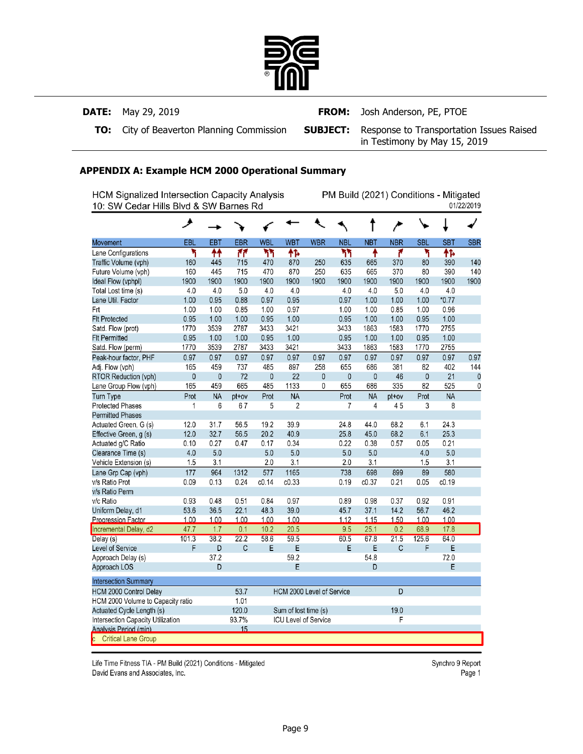**DATE:** May 29, 2019

**TO:** City of Beaverton Planning Commission

**FROM:** Josh Anderson, PE, PTOE

**SUBJECT:** Response to Transportation Issues Raised in Testimony by May 15, 2019

### APPENDIX A: Example HCM 2000 Operational Summary

HCM Signalized Intersection Capacity Analysis
10: SW Cedar Hills Blvd & SW Barnes Rd

PM Build (2021) Conditions - Mitigated
01/22/2019

| Movement | EBL | EBT | EBR | WBL | WBT | WBR | NBL | NBT | NBR | SBL | SBT | SBR |
|---|---|---|---|---|---|---|---|---|---|---|---|---|
| Lane Configurations | | | | | | | | | | | | |
| Traffic Volume (vph) | 160 | 445 | 715 | 470 | 870 | 250 | 635 | 665 | 370 | 80 | 390 | 140 |
| Future Volume (vph) | 160 | 445 | 715 | 470 | 870 | 250 | 635 | 665 | 370 | 80 | 390 | 140 |
| Ideal Flow (vphpl) | 1900 | 1900 | 1900 | 1900 | 1900 | 1900 | 1900 | 1900 | 1900 | 1900 | 1900 | 1900 |
| Total Lost time (s) | 4.0 | 4.0 | 5.0 | 4.0 | 4.0 | | 4.0 | 4.0 | 5.0 | 4.0 | 4.0 | |
| Lane Util. Factor | 1.00 | 0.95 | 0.88 | 0.97 | 0.95 | | 0.97 | 1.00 | 1.00 | 1.00 | *0.77 | |
| Frt | 1.00 | 1.00 | 0.85 | 1.00 | 0.97 | | 1.00 | 1.00 | 0.85 | 1.00 | 0.96 | |
| Flt Protected | 0.95 | 1.00 | 1.00 | 0.95 | 1.00 | | 0.95 | 1.00 | 1.00 | 0.95 | 1.00 | |
| Satd. Flow (prot) | 1770 | 3539 | 2787 | 3433 | 3421 | | 3433 | 1863 | 1583 | 1770 | 2755 | |
| Flt Permitted | 0.95 | 1.00 | 1.00 | 0.95 | 1.00 | | 0.95 | 1.00 | 1.00 | 0.95 | 1.00 | |
| Satd. Flow (perm) | 1770 | 3539 | 2787 | 3433 | 3421 | | 3433 | 1863 | 1583 | 1770 | 2755 | |
| Peak-hour factor, PHF | 0.97 | 0.97 | 0.97 | 0.97 | 0.97 | 0.97 | 0.97 | 0.97 | 0.97 | 0.97 | 0.97 | 0.97 |
| Adj. Flow (vph) | 165 | 459 | 737 | 485 | 897 | 258 | 655 | 686 | 381 | 82 | 402 | 144 |
| RTOR Reduction (vph) | 0 | 0 | 72 | 0 | 22 | 0 | 0 | 0 | 46 | 0 | 21 | 0 |
| Lane Group Flow (vph) | 165 | 459 | 665 | 485 | 1133 | 0 | 655 | 686 | 335 | 82 | 525 | 0 |
| Turn Type | Prot | NA | pt+ov | Prot | NA | | Prot | NA | pt+ov | Prot | NA | |
| Protected Phases | 1 | 6 | 6 7 | 5 | 2 | | 7 | 4 | 4 5 | 3 | 8 | |
| Permitted Phases | | | | | | | | | | | | |
| Actuated Green, G (s) | 12.0 | 31.7 | 56.5 | 19.2 | 39.9 | | 24.8 | 44.0 | 68.2 | 6.1 | 24.3 | |
| Effective Green, g (s) | 12.0 | 32.7 | 56.5 | 20.2 | 40.9 | | 25.8 | 45.0 | 68.2 | 6.1 | 25.3 | |
| Actuated g/C Ratio | 0.10 | 0.27 | 0.47 | 0.17 | 0.34 | | 0.22 | 0.38 | 0.57 | 0.05 | 0.21 | |
| Clearance Time (s) | 4.0 | 5.0 | | 5.0 | 5.0 | | 5.0 | 5.0 | | 4.0 | 5.0 | |
| Vehicle Extension (s) | 1.5 | 3.1 | | 2.0 | 3.1 | | 2.0 | 3.1 | | 1.5 | 3.1 | |
| Lane Grp Cap (vph) | 177 | 964 | 1312 | 577 | 1165 | | 738 | 698 | 899 | 89 | 580 | |
| v/s Ratio Prot | 0.09 | 0.13 | 0.24 | c0.14 | c0.33 | | 0.19 | c0.37 | 0.21 | 0.05 | c0.19 | |
| v/s Ratio Perm | | | | | | | | | | | | |
| v/c Ratio | 0.93 | 0.48 | 0.51 | 0.84 | 0.97 | | 0.89 | 0.98 | 0.37 | 0.92 | 0.91 | |
| Uniform Delay, d1 | 53.6 | 36.5 | 22.1 | 48.3 | 39.0 | | 45.7 | 37.1 | 14.2 | 56.7 | 46.2 | |
| Progression Factor | 1.00 | 1.00 | 1.00 | 1.00 | 1.00 | | 1.12 | 1.15 | 1.50 | 1.00 | 1.00 | |
| Incremental Delay, d2 | 47.7 | 1.7 | 0.1 | 10.2 | 20.5 | | 9.5 | 25.1 | 0.2 | 68.9 | 17.8 | |
| Delay (s) | 101.3 | 38.2 | 22.2 | 58.6 | 59.5 | | 60.5 | 67.8 | 21.5 | 125.6 | 64.0 | |
| Level of Service | F | D | C | E | E | | E | E | C | F | E | |
| Approach Delay (s) | | 37.2 | | | 59.2 | | | 54.8 | | | 72.0 | |
| Approach LOS | | D | | | E | | | D | | | E | |

| Intersection Summary | | | |
|---|---|---|---|
| HCM 2000 Control Delay | 53.7 | HCM 2000 Level of Service | D |
| HCM 2000 Volume to Capacity ratio | 1.01 | | |
| Actuated Cycle Length (s) | 120.0 | Sum of lost time (s) | 19.0 |
| Intersection Capacity Utilization | 93.7% | ICU Level of Service | F |
| Analysis Period (min) | 15 | | |

c Critical Lane Group

Life Time Fitness TIA - PM Build (2021) Conditions - Mitigated
David Evans and Associates, Inc.

Synchro 9 Report
Page 1